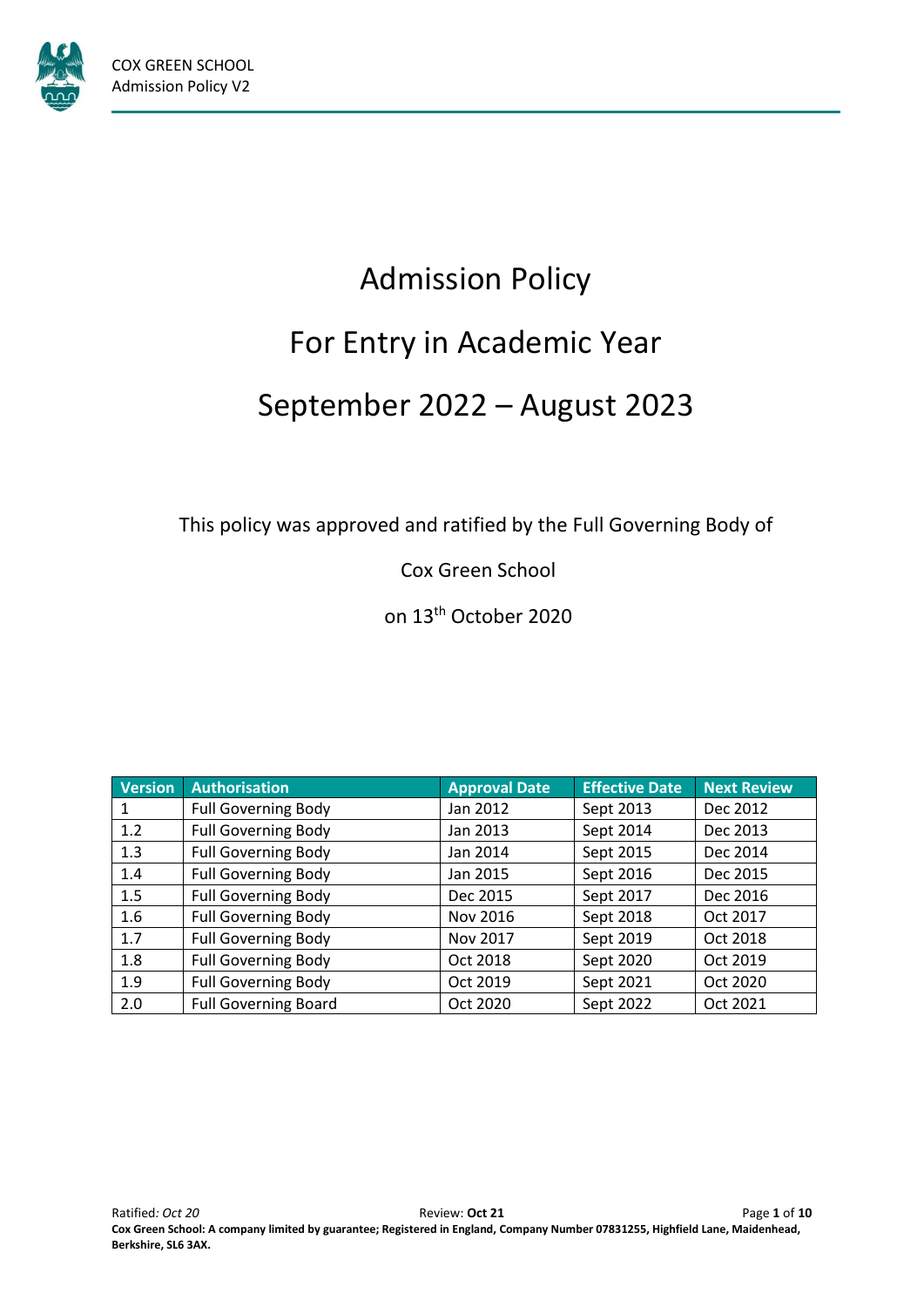# Admission Policy

## For Entry in Academic Year

## September 2022 – August 2023

This policy was approved and ratified by the Full Governing Body of

Cox Green School

on 13th October 2020

| Version | Authorisation | Approval Date | Effective Date | Next Review |
|---|---|---|---|---|
| 1 | Full Governing Body | Jan 2012 | Sept 2013 | Dec 2012 |
| 1.2 | Full Governing Body | Jan 2013 | Sept 2014 | Dec 2013 |
| 1.3 | Full Governing Body | Jan 2014 | Sept 2015 | Dec 2014 |
| 1.4 | Full Governing Body | Jan 2015 | Sept 2016 | Dec 2015 |
| 1.5 | Full Governing Body | Dec 2015 | Sept 2017 | Dec 2016 |
| 1.6 | Full Governing Body | Nov 2016 | Sept 2018 | Oct 2017 |
| 1.7 | Full Governing Body | Nov 2017 | Sept 2019 | Oct 2018 |
| 1.8 | Full Governing Body | Oct 2018 | Sept 2020 | Oct 2019 |
| 1.9 | Full Governing Body | Oct 2019 | Sept 2021 | Oct 2020 |
| 2.0 | Full Governing Board | Oct 2020 | Sept 2022 | Oct 2021 |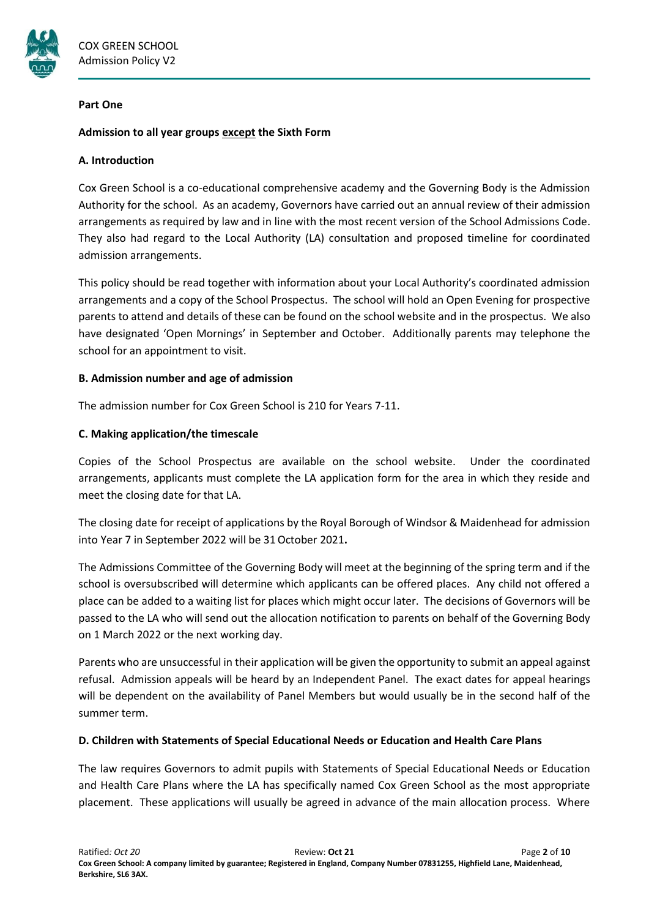**Part One**

**Admission to all year groups except the Sixth Form**

**A. Introduction**

Cox Green School is a co-educational comprehensive academy and the Governing Body is the Admission Authority for the school. As an academy, Governors have carried out an annual review of their admission arrangements as required by law and in line with the most recent version of the School Admissions Code. They also had regard to the Local Authority (LA) consultation and proposed timeline for coordinated admission arrangements.

This policy should be read together with information about your Local Authority's coordinated admission arrangements and a copy of the School Prospectus. The school will hold an Open Evening for prospective parents to attend and details of these can be found on the school website and in the prospectus. We also have designated 'Open Mornings' in September and October. Additionally parents may telephone the school for an appointment to visit.

**B. Admission number and age of admission**

The admission number for Cox Green School is 210 for Years 7-11.

**C. Making application/the timescale**

Copies of the School Prospectus are available on the school website. Under the coordinated arrangements, applicants must complete the LA application form for the area in which they reside and meet the closing date for that LA.

The closing date for receipt of applications by the Royal Borough of Windsor & Maidenhead for admission into Year 7 in September 2022 will be 31 October 2021**.**

The Admissions Committee of the Governing Body will meet at the beginning of the spring term and if the school is oversubscribed will determine which applicants can be offered places. Any child not offered a place can be added to a waiting list for places which might occur later. The decisions of Governors will be passed to the LA who will send out the allocation notification to parents on behalf of the Governing Body on 1 March 2022 or the next working day.

Parents who are unsuccessful in their application will be given the opportunity to submit an appeal against refusal. Admission appeals will be heard by an Independent Panel. The exact dates for appeal hearings will be dependent on the availability of Panel Members but would usually be in the second half of the summer term.

**D. Children with Statements of Special Educational Needs or Education and Health Care Plans**

The law requires Governors to admit pupils with Statements of Special Educational Needs or Education and Health Care Plans where the LA has specifically named Cox Green School as the most appropriate placement. These applications will usually be agreed in advance of the main allocation process. Where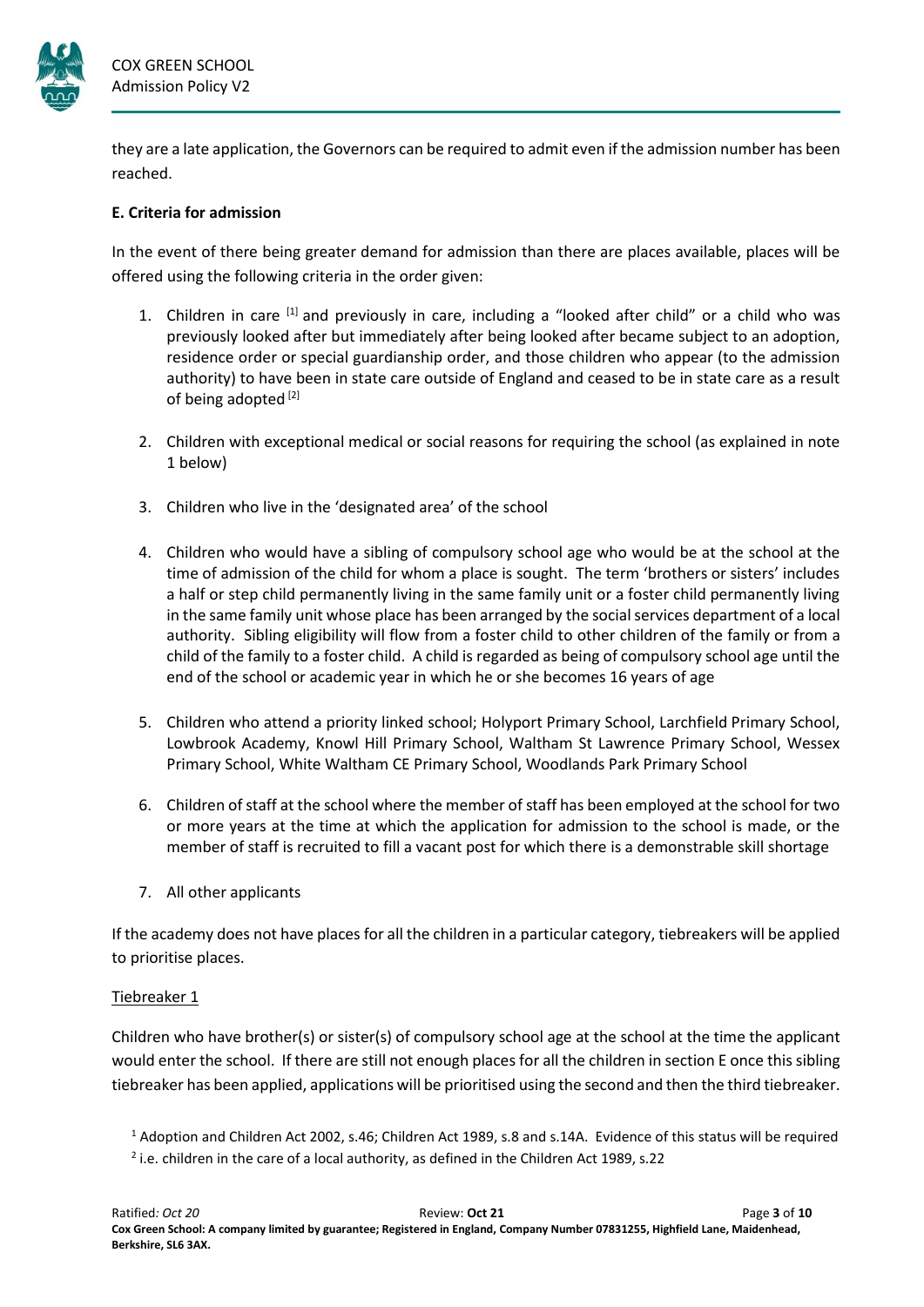they are a late application, the Governors can be required to admit even if the admission number has been reached.

**E. Criteria for admission**

In the event of there being greater demand for admission than there are places available, places will be offered using the following criteria in the order given:

1. Children in care [1] and previously in care, including a "looked after child" or a child who was previously looked after but immediately after being looked after became subject to an adoption, residence order or special guardianship order, and those children who appear (to the admission authority) to have been in state care outside of England and ceased to be in state care as a result of being adopted [2]

2. Children with exceptional medical or social reasons for requiring the school (as explained in note 1 below)

3. Children who live in the 'designated area' of the school

4. Children who would have a sibling of compulsory school age who would be at the school at the time of admission of the child for whom a place is sought. The term 'brothers or sisters' includes a half or step child permanently living in the same family unit or a foster child permanently living in the same family unit whose place has been arranged by the social services department of a local authority. Sibling eligibility will flow from a foster child to other children of the family or from a child of the family to a foster child. A child is regarded as being of compulsory school age until the end of the school or academic year in which he or she becomes 16 years of age

5. Children who attend a priority linked school; Holyport Primary School, Larchfield Primary School, Lowbrook Academy, Knowl Hill Primary School, Waltham St Lawrence Primary School, Wessex Primary School, White Waltham CE Primary School, Woodlands Park Primary School

6. Children of staff at the school where the member of staff has been employed at the school for two or more years at the time at which the application for admission to the school is made, or the member of staff is recruited to fill a vacant post for which there is a demonstrable skill shortage

7. All other applicants

If the academy does not have places for all the children in a particular category, tiebreakers will be applied to prioritise places.

Tiebreaker 1

Children who have brother(s) or sister(s) of compulsory school age at the school at the time the applicant would enter the school. If there are still not enough places for all the children in section E once this sibling tiebreaker has been applied, applications will be prioritised using the second and then the third tiebreaker.

[1] Adoption and Children Act 2002, s.46; Children Act 1989, s.8 and s.14A. Evidence of this status will be required

[2] i.e. children in the care of a local authority, as defined in the Children Act 1989, s.22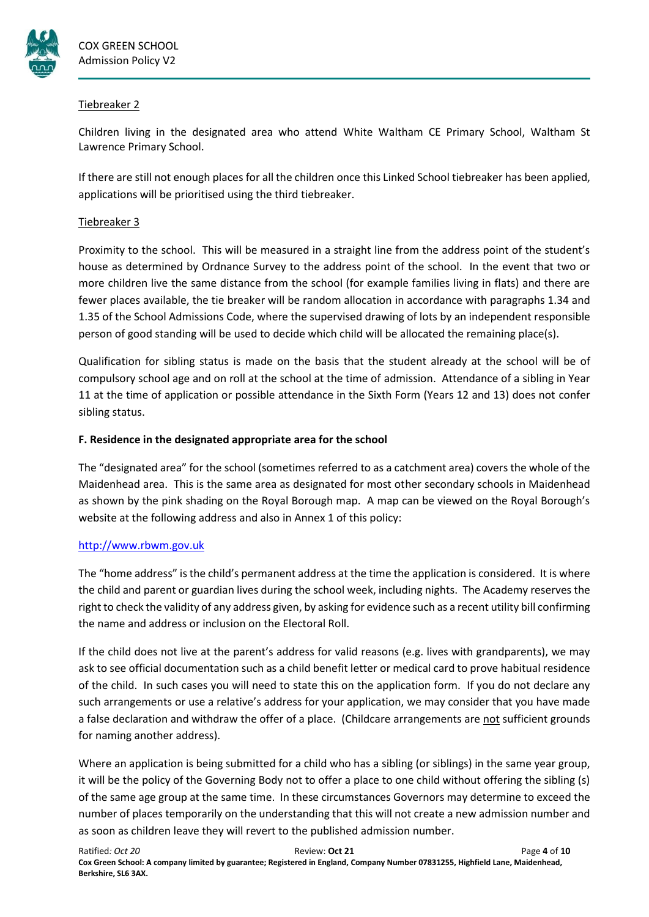Tiebreaker 2

Children living in the designated area who attend White Waltham CE Primary School, Waltham St Lawrence Primary School.

If there are still not enough places for all the children once this Linked School tiebreaker has been applied, applications will be prioritised using the third tiebreaker.

Tiebreaker 3

Proximity to the school. This will be measured in a straight line from the address point of the student's house as determined by Ordnance Survey to the address point of the school. In the event that two or more children live the same distance from the school (for example families living in flats) and there are fewer places available, the tie breaker will be random allocation in accordance with paragraphs 1.34 and 1.35 of the School Admissions Code, where the supervised drawing of lots by an independent responsible person of good standing will be used to decide which child will be allocated the remaining place(s).

Qualification for sibling status is made on the basis that the student already at the school will be of compulsory school age and on roll at the school at the time of admission. Attendance of a sibling in Year 11 at the time of application or possible attendance in the Sixth Form (Years 12 and 13) does not confer sibling status.

**F. Residence in the designated appropriate area for the school**

The "designated area" for the school (sometimes referred to as a catchment area) covers the whole of the Maidenhead area. This is the same area as designated for most other secondary schools in Maidenhead as shown by the pink shading on the Royal Borough map. A map can be viewed on the Royal Borough's website at the following address and also in Annex 1 of this policy:

[http://www.rbwm.gov.uk](http://www.rbwm.gov.uk)

The "home address" is the child's permanent address at the time the application is considered. It is where the child and parent or guardian lives during the school week, including nights. The Academy reserves the right to check the validity of any address given, by asking for evidence such as a recent utility bill confirming the name and address or inclusion on the Electoral Roll.

If the child does not live at the parent's address for valid reasons (e.g. lives with grandparents), we may ask to see official documentation such as a child benefit letter or medical card to prove habitual residence of the child. In such cases you will need to state this on the application form. If you do not declare any such arrangements or use a relative's address for your application, we may consider that you have made a false declaration and withdraw the offer of a place. (Childcare arrangements are not sufficient grounds for naming another address).

Where an application is being submitted for a child who has a sibling (or siblings) in the same year group, it will be the policy of the Governing Body not to offer a place to one child without offering the sibling (s) of the same age group at the same time. In these circumstances Governors may determine to exceed the number of places temporarily on the understanding that this will not create a new admission number and as soon as children leave they will revert to the published admission number.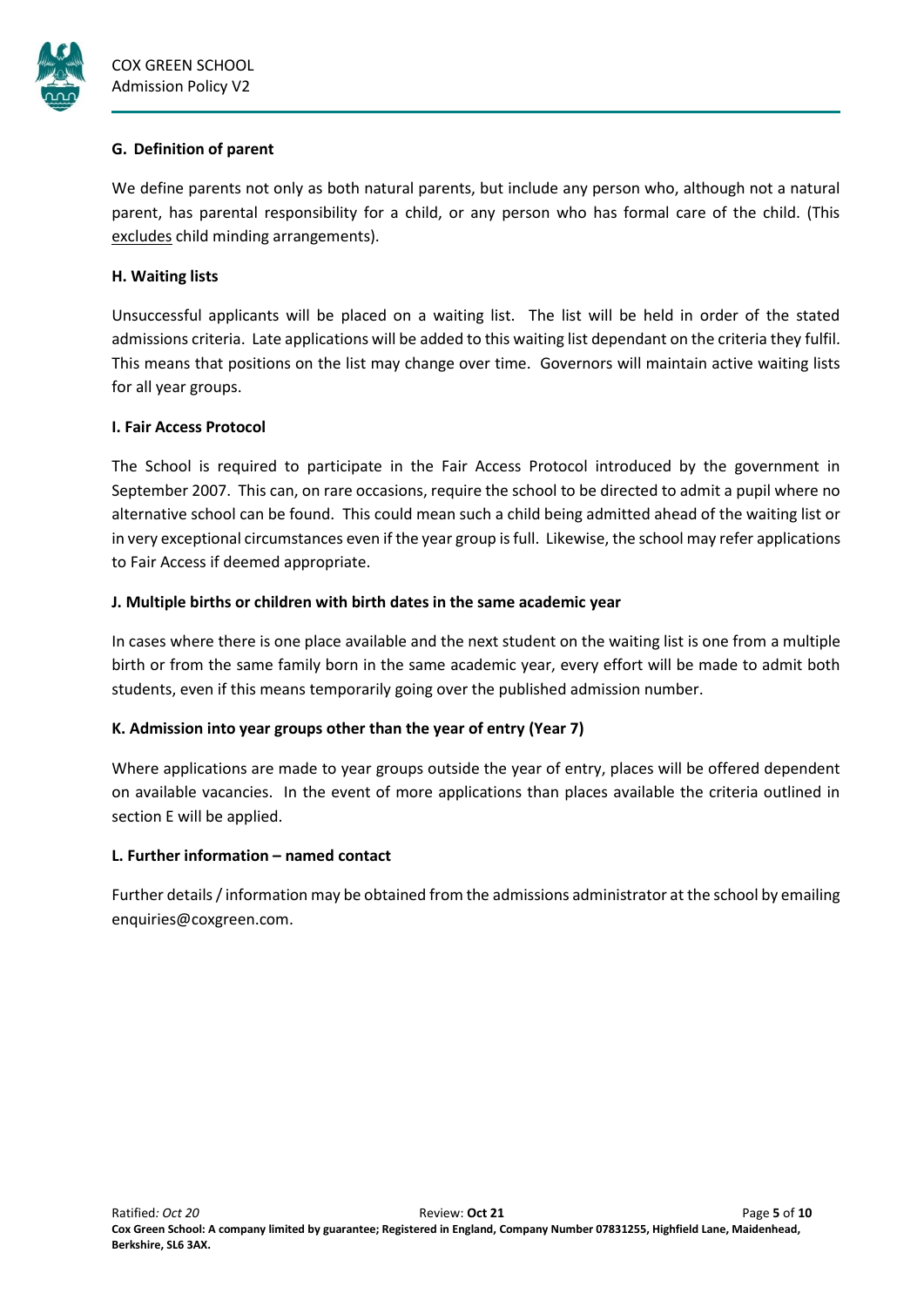### G. Definition of parent

We define parents not only as both natural parents, but include any person who, although not a natural parent, has parental responsibility for a child, or any person who has formal care of the child. (This <u>excludes</u> child minding arrangements).

### H. Waiting lists

Unsuccessful applicants will be placed on a waiting list. The list will be held in order of the stated admissions criteria. Late applications will be added to this waiting list dependant on the criteria they fulfil. This means that positions on the list may change over time. Governors will maintain active waiting lists for all year groups.

### I. Fair Access Protocol

The School is required to participate in the Fair Access Protocol introduced by the government in September 2007. This can, on rare occasions, require the school to be directed to admit a pupil where no alternative school can be found. This could mean such a child being admitted ahead of the waiting list or in very exceptional circumstances even if the year group is full. Likewise, the school may refer applications to Fair Access if deemed appropriate.

### J. Multiple births or children with birth dates in the same academic year

In cases where there is one place available and the next student on the waiting list is one from a multiple birth or from the same family born in the same academic year, every effort will be made to admit both students, even if this means temporarily going over the published admission number.

### K. Admission into year groups other than the year of entry (Year 7)

Where applications are made to year groups outside the year of entry, places will be offered dependent on available vacancies. In the event of more applications than places available the criteria outlined in section E will be applied.

### L. Further information – named contact

Further details / information may be obtained from the admissions administrator at the school by emailing enquiries@coxgreen.com.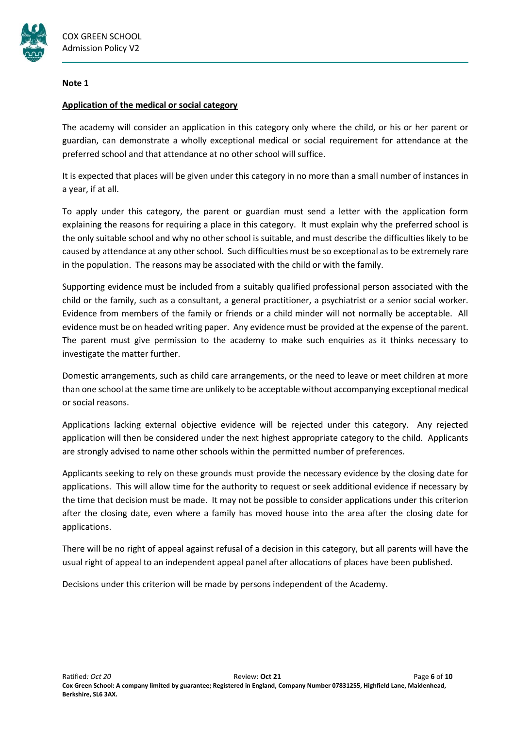**Note 1**

**Application of the medical or social category**

The academy will consider an application in this category only where the child, or his or her parent or guardian, can demonstrate a wholly exceptional medical or social requirement for attendance at the preferred school and that attendance at no other school will suffice.

It is expected that places will be given under this category in no more than a small number of instances in a year, if at all.

To apply under this category, the parent or guardian must send a letter with the application form explaining the reasons for requiring a place in this category. It must explain why the preferred school is the only suitable school and why no other school is suitable, and must describe the difficulties likely to be caused by attendance at any other school. Such difficulties must be so exceptional as to be extremely rare in the population. The reasons may be associated with the child or with the family.

Supporting evidence must be included from a suitably qualified professional person associated with the child or the family, such as a consultant, a general practitioner, a psychiatrist or a senior social worker. Evidence from members of the family or friends or a child minder will not normally be acceptable. All evidence must be on headed writing paper. Any evidence must be provided at the expense of the parent. The parent must give permission to the academy to make such enquiries as it thinks necessary to investigate the matter further.

Domestic arrangements, such as child care arrangements, or the need to leave or meet children at more than one school at the same time are unlikely to be acceptable without accompanying exceptional medical or social reasons.

Applications lacking external objective evidence will be rejected under this category. Any rejected application will then be considered under the next highest appropriate category to the child. Applicants are strongly advised to name other schools within the permitted number of preferences.

Applicants seeking to rely on these grounds must provide the necessary evidence by the closing date for applications. This will allow time for the authority to request or seek additional evidence if necessary by the time that decision must be made. It may not be possible to consider applications under this criterion after the closing date, even where a family has moved house into the area after the closing date for applications.

There will be no right of appeal against refusal of a decision in this category, but all parents will have the usual right of appeal to an independent appeal panel after allocations of places have been published.

Decisions under this criterion will be made by persons independent of the Academy.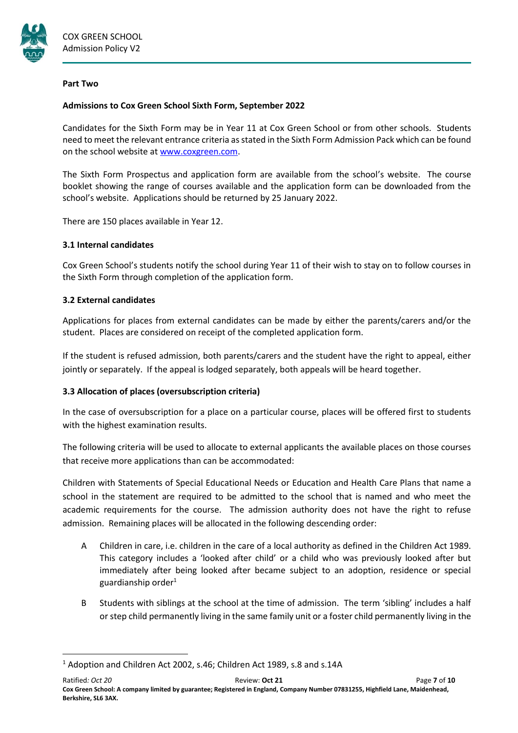**Part Two**

**Admissions to Cox Green School Sixth Form, September 2022**

Candidates for the Sixth Form may be in Year 11 at Cox Green School or from other schools. Students need to meet the relevant entrance criteria as stated in the Sixth Form Admission Pack which can be found on the school website at [www.coxgreen.com](www.coxgreen.com).

The Sixth Form Prospectus and application form are available from the school's website. The course booklet showing the range of courses available and the application form can be downloaded from the school's website. Applications should be returned by 25 January 2022.

There are 150 places available in Year 12.

### 3.1 Internal candidates

Cox Green School's students notify the school during Year 11 of their wish to stay on to follow courses in the Sixth Form through completion of the application form.

### 3.2 External candidates

Applications for places from external candidates can be made by either the parents/carers and/or the student. Places are considered on receipt of the completed application form.

If the student is refused admission, both parents/carers and the student have the right to appeal, either jointly or separately. If the appeal is lodged separately, both appeals will be heard together.

### 3.3 Allocation of places (oversubscription criteria)

In the case of oversubscription for a place on a particular course, places will be offered first to students with the highest examination results.

The following criteria will be used to allocate to external applicants the available places on those courses that receive more applications than can be accommodated:

Children with Statements of Special Educational Needs or Education and Health Care Plans that name a school in the statement are required to be admitted to the school that is named and who meet the academic requirements for the course. The admission authority does not have the right to refuse admission. Remaining places will be allocated in the following descending order:

- A Children in care, i.e. children in the care of a local authority as defined in the Children Act 1989. This category includes a 'looked after child' or a child who was previously looked after but immediately after being looked after became subject to an adoption, residence or special guardianship order[1]
- B Students with siblings at the school at the time of admission. The term 'sibling' includes a half or step child permanently living in the same family unit or a foster child permanently living in the

---

[1] Adoption and Children Act 2002, s.46; Children Act 1989, s.8 and s.14A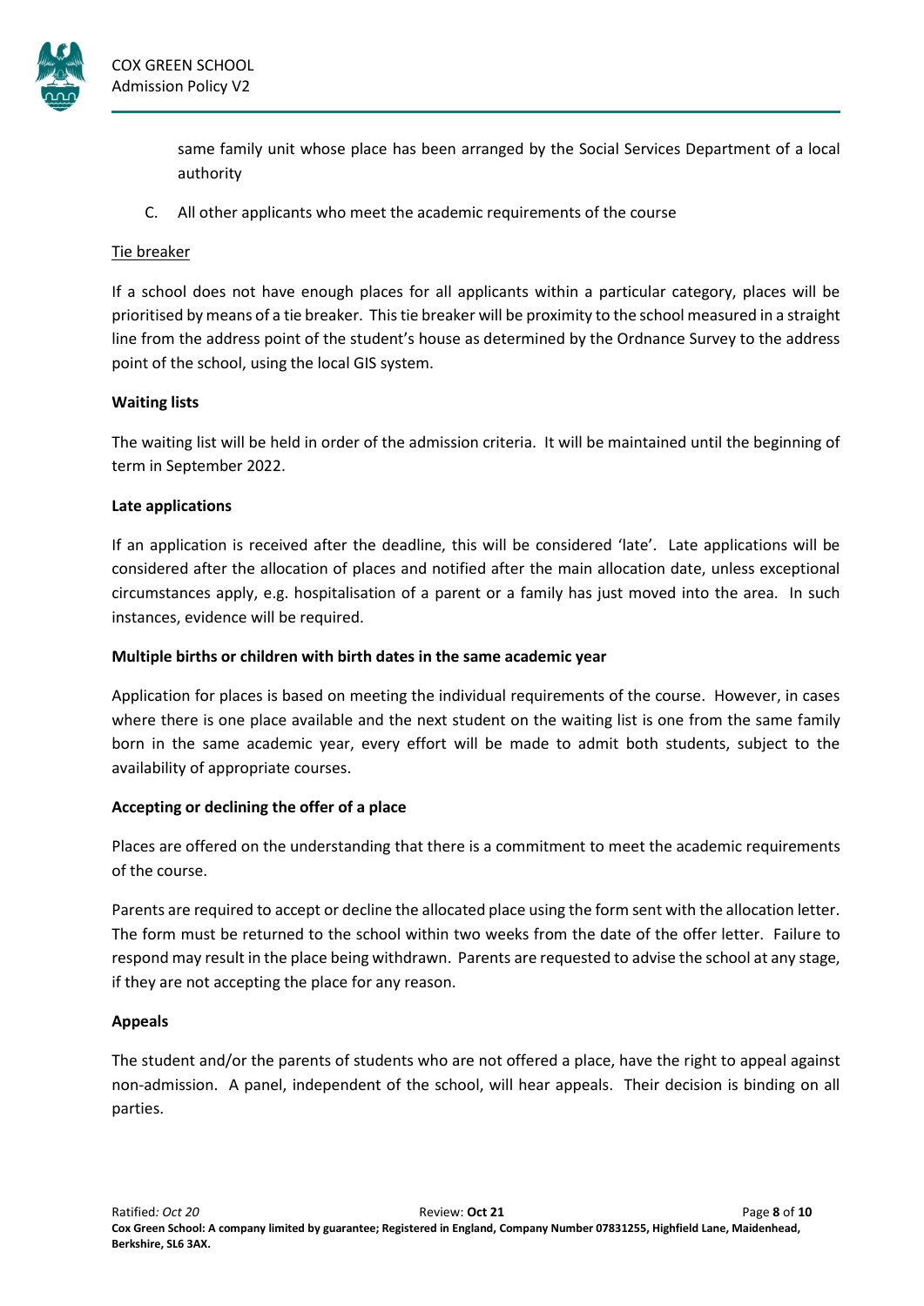same family unit whose place has been arranged by the Social Services Department of a local authority

C. All other applicants who meet the academic requirements of the course

Tie breaker

If a school does not have enough places for all applicants within a particular category, places will be prioritised by means of a tie breaker. This tie breaker will be proximity to the school measured in a straight line from the address point of the student's house as determined by the Ordnance Survey to the address point of the school, using the local GIS system.

**Waiting lists**

The waiting list will be held in order of the admission criteria. It will be maintained until the beginning of term in September 2022.

**Late applications**

If an application is received after the deadline, this will be considered 'late'. Late applications will be considered after the allocation of places and notified after the main allocation date, unless exceptional circumstances apply, e.g. hospitalisation of a parent or a family has just moved into the area. In such instances, evidence will be required.

**Multiple births or children with birth dates in the same academic year**

Application for places is based on meeting the individual requirements of the course. However, in cases where there is one place available and the next student on the waiting list is one from the same family born in the same academic year, every effort will be made to admit both students, subject to the availability of appropriate courses.

**Accepting or declining the offer of a place**

Places are offered on the understanding that there is a commitment to meet the academic requirements of the course.

Parents are required to accept or decline the allocated place using the form sent with the allocation letter. The form must be returned to the school within two weeks from the date of the offer letter. Failure to respond may result in the place being withdrawn. Parents are requested to advise the school at any stage, if they are not accepting the place for any reason.

**Appeals**

The student and/or the parents of students who are not offered a place, have the right to appeal against non-admission. A panel, independent of the school, will hear appeals. Their decision is binding on all parties.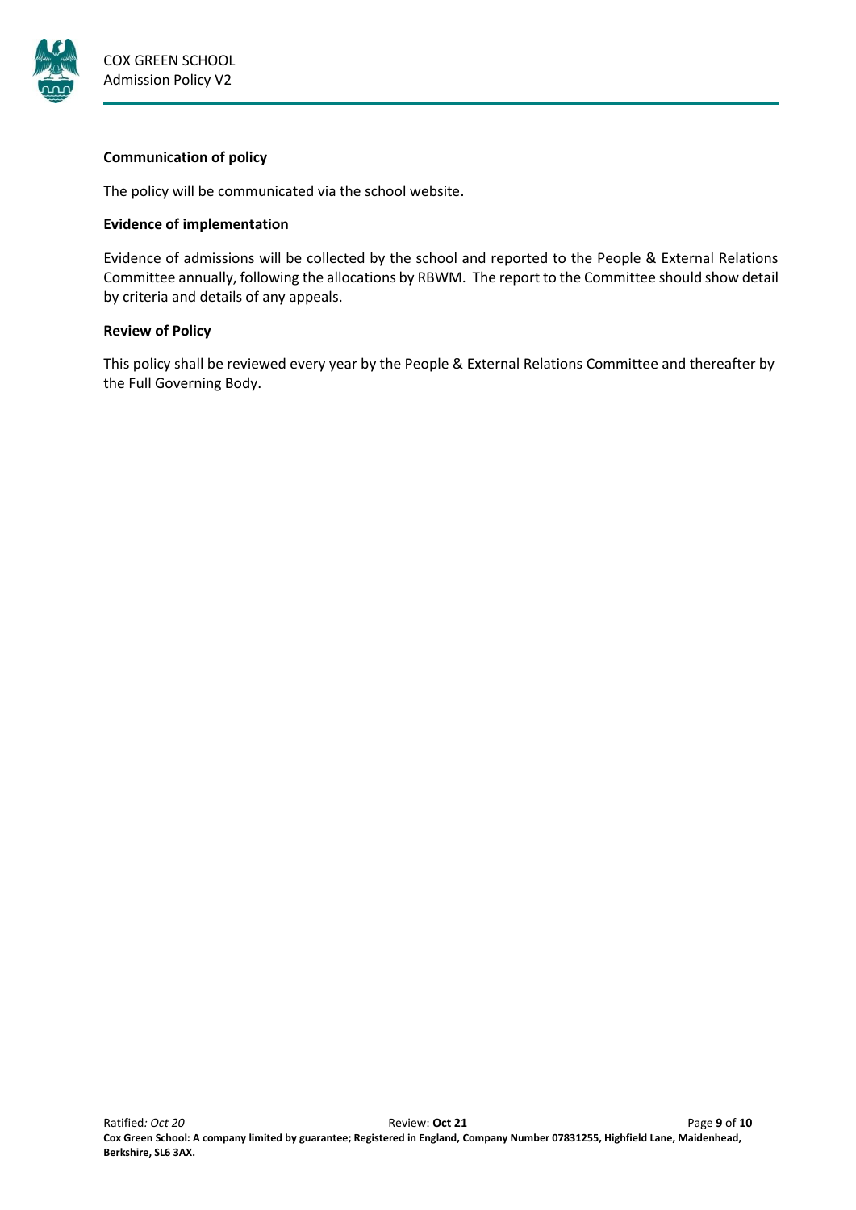**Communication of policy**

The policy will be communicated via the school website.

**Evidence of implementation**

Evidence of admissions will be collected by the school and reported to the People & External Relations Committee annually, following the allocations by RBWM. The report to the Committee should show detail by criteria and details of any appeals.

**Review of Policy**

This policy shall be reviewed every year by the People & External Relations Committee and thereafter by the Full Governing Body.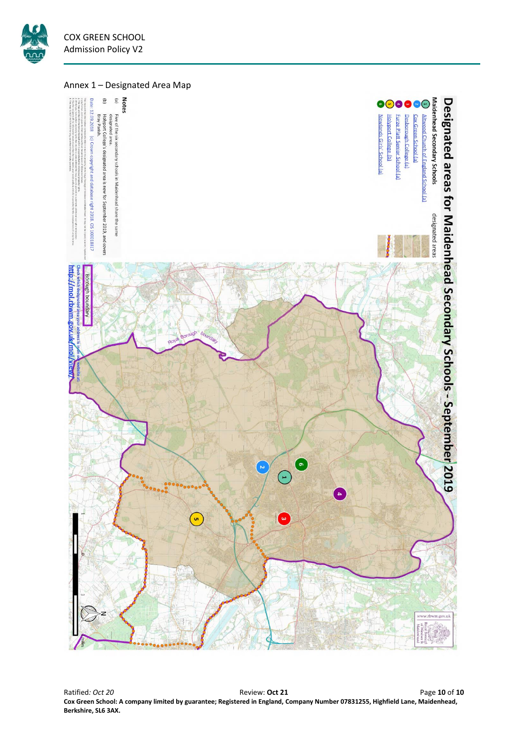## Annex 1 – Designated Area Map

**Designated areas for Maidenhead Secondary Schools - September 2019**

**Maidenhead Secondary Schools** designated areas

1. Altwood Church of England School (a)
2. Cox Green School (a)
3. Desborough College (a)
4. Furze Platt Senior School (a)
5. Holyport College (b)
6. Newlands Girls' School (a)

**Notes**

(a) Five of the six secondary schools in Maidenhead share the same designated area.

(b) Holyport College's designated area is new for September 2019, and covers Bray Parish.

Date: 12.09.2018 (c) Crown copyright and database right 2018. OS 100018817

Royal Borough boundary

Borough boundary

Check which designated area your address is in on our website at: http://mol.rbwm.gov.uk/mol/view/

www.rbwm.gov.uk

Royal Borough of Windsor & Maidenhead

**Cox Green School: A company limited by guarantee; Registered in England, Company Number 07831255, Highfield Lane, Maidenhead, Berkshire, SL6 3AX.**